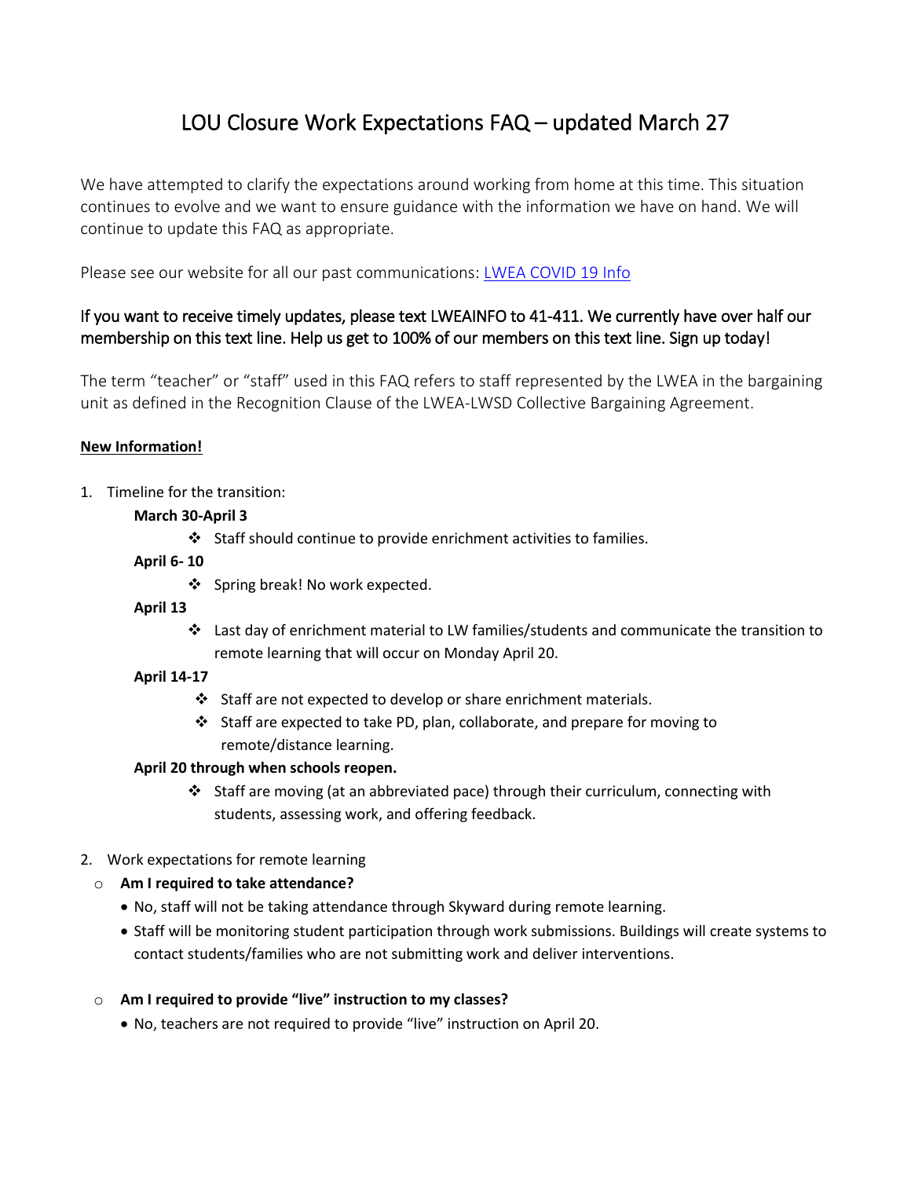# LOU Closure Work Expectations FAQ – updated March 27

We have attempted to clarify the expectations around working from home at this time. This situation continues to evolve and we want to ensure guidance with the information we have on hand. We will continue to update this FAQ as appropriate.

Please see our website for all our past communications: [LWEA COVID 19 Info]

If you want to receive timely updates, please text LWEAINFO to 41-411. We currently have over half our membership on this text line. Help us get to 100% of our members on this text line. Sign up today!

The term "teacher" or "staff" used in this FAQ refers to staff represented by the LWEA in the bargaining unit as defined in the Recognition Clause of the LWEA-LWSD Collective Bargaining Agreement.

**New Information!**

1. Timeline for the transition:

   **March 30-April 3**

   - Staff should continue to provide enrichment activities to families.

   **April 6- 10**

   - Spring break! No work expected.

   **April 13**

   - Last day of enrichment material to LW families/students and communicate the transition to remote learning that will occur on Monday April 20.

   **April 14-17**

   - Staff are not expected to develop or share enrichment materials.
   - Staff are expected to take PD, plan, collaborate, and prepare for moving to remote/distance learning.

   **April 20 through when schools reopen.**

   - Staff are moving (at an abbreviated pace) through their curriculum, connecting with students, assessing work, and offering feedback.

2. Work expectations for remote learning

   - **Am I required to take attendance?**
     - No, staff will not be taking attendance through Skyward during remote learning.
     - Staff will be monitoring student participation through work submissions. Buildings will create systems to contact students/families who are not submitting work and deliver interventions.

   - **Am I required to provide "live" instruction to my classes?**
     - No, teachers are not required to provide "live" instruction on April 20.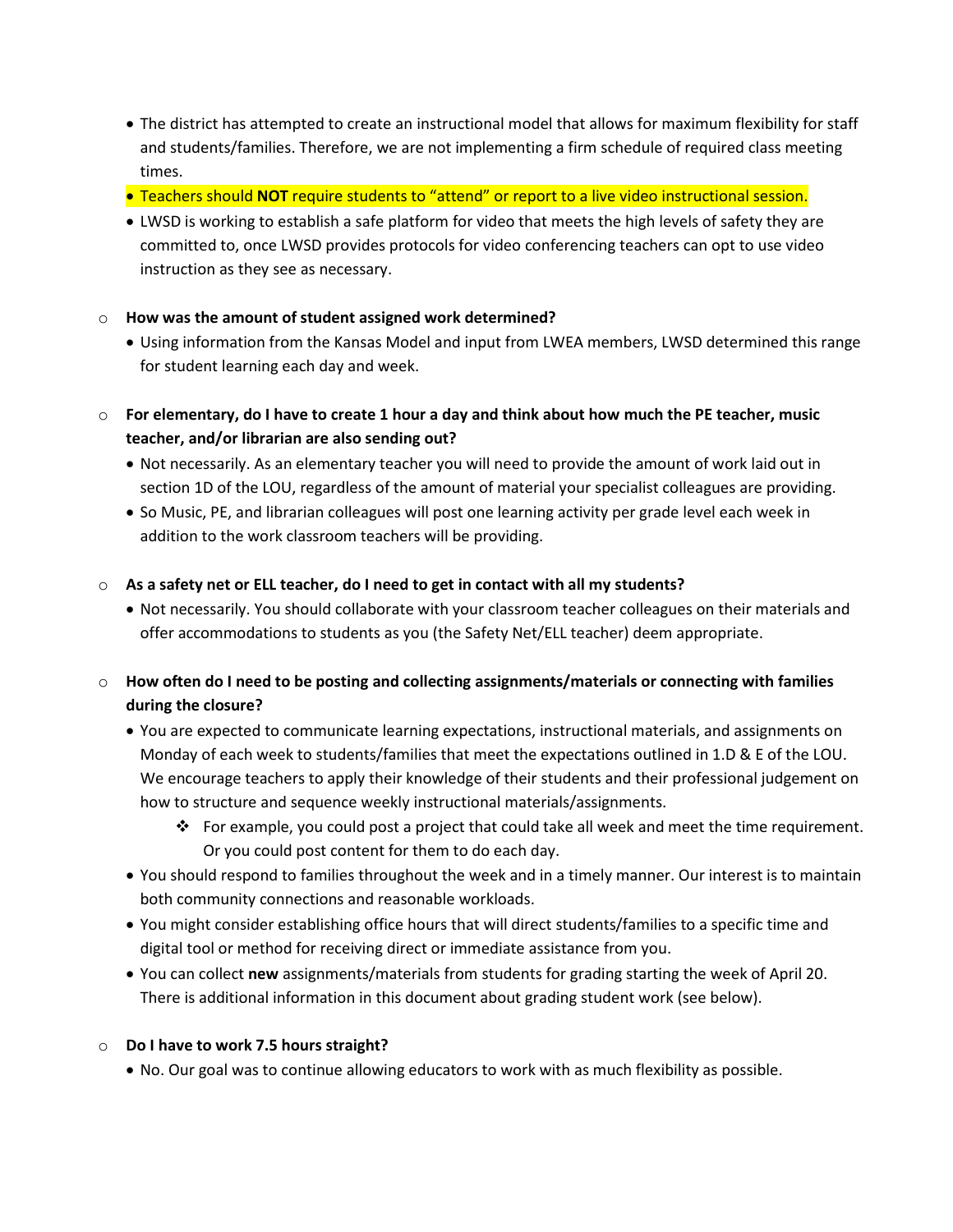- The district has attempted to create an instructional model that allows for maximum flexibility for staff and students/families. Therefore, we are not implementing a firm schedule of required class meeting times.
- Teachers should **NOT** require students to "attend" or report to a live video instructional session.
- LWSD is working to establish a safe platform for video that meets the high levels of safety they are committed to, once LWSD provides protocols for video conferencing teachers can opt to use video instruction as they see as necessary.

- **How was the amount of student assigned work determined?**
  - Using information from the Kansas Model and input from LWEA members, LWSD determined this range for student learning each day and week.

- **For elementary, do I have to create 1 hour a day and think about how much the PE teacher, music teacher, and/or librarian are also sending out?**
  - Not necessarily. As an elementary teacher you will need to provide the amount of work laid out in section 1D of the LOU, regardless of the amount of material your specialist colleagues are providing.
  - So Music, PE, and librarian colleagues will post one learning activity per grade level each week in addition to the work classroom teachers will be providing.

- **As a safety net or ELL teacher, do I need to get in contact with all my students?**
  - Not necessarily. You should collaborate with your classroom teacher colleagues on their materials and offer accommodations to students as you (the Safety Net/ELL teacher) deem appropriate.

- **How often do I need to be posting and collecting assignments/materials or connecting with families during the closure?**
  - You are expected to communicate learning expectations, instructional materials, and assignments on Monday of each week to students/families that meet the expectations outlined in 1.D & E of the LOU. We encourage teachers to apply their knowledge of their students and their professional judgement on how to structure and sequence weekly instructional materials/assignments.
    - For example, you could post a project that could take all week and meet the time requirement. Or you could post content for them to do each day.
  - You should respond to families throughout the week and in a timely manner. Our interest is to maintain both community connections and reasonable workloads.
  - You might consider establishing office hours that will direct students/families to a specific time and digital tool or method for receiving direct or immediate assistance from you.
  - You can collect **new** assignments/materials from students for grading starting the week of April 20. There is additional information in this document about grading student work (see below).

- **Do I have to work 7.5 hours straight?**
  - No. Our goal was to continue allowing educators to work with as much flexibility as possible.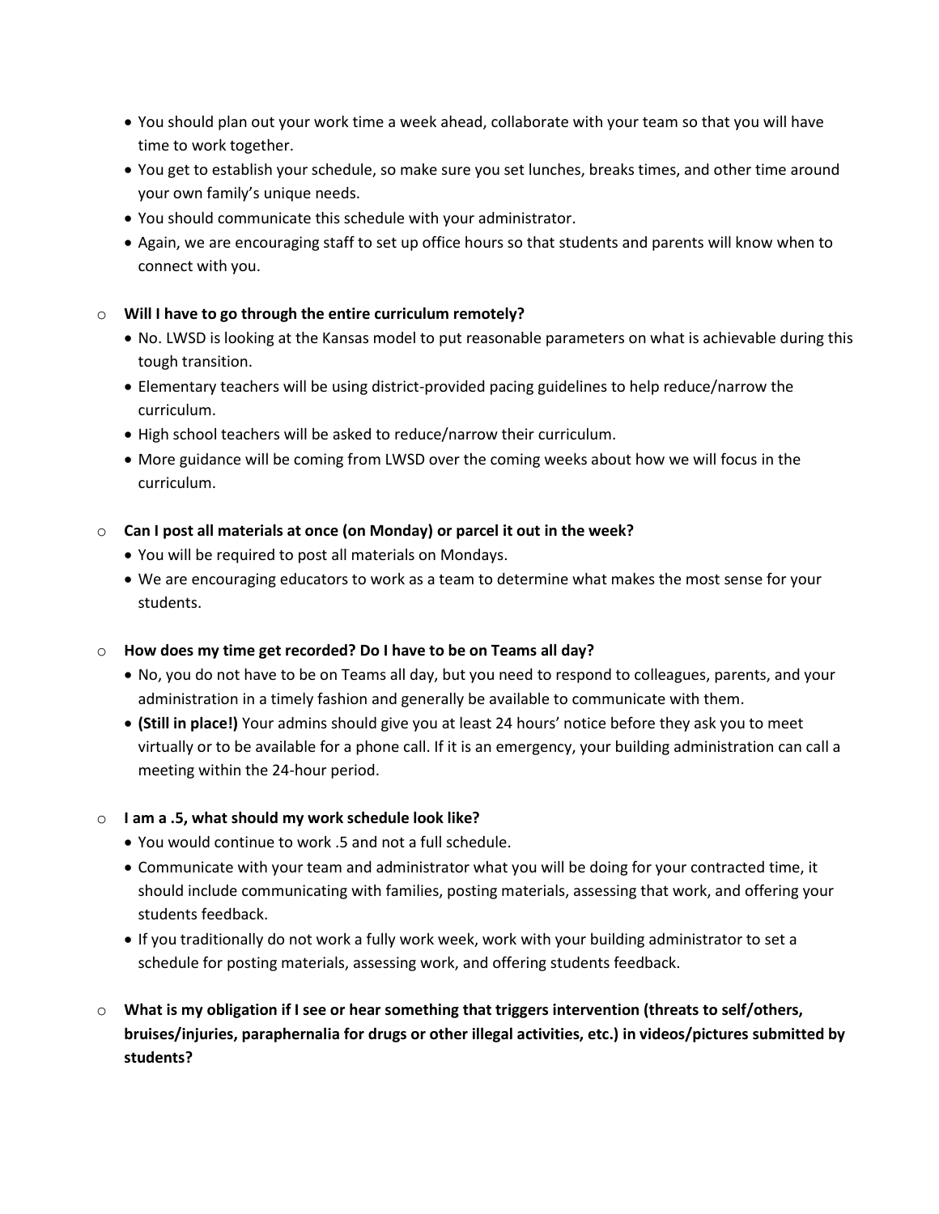- You should plan out your work time a week ahead, collaborate with your team so that you will have time to work together.
- You get to establish your schedule, so make sure you set lunches, breaks times, and other time around your own family's unique needs.
- You should communicate this schedule with your administrator.
- Again, we are encouraging staff to set up office hours so that students and parents will know when to connect with you.

- **Will I have to go through the entire curriculum remotely?**
  - No. LWSD is looking at the Kansas model to put reasonable parameters on what is achievable during this tough transition.
  - Elementary teachers will be using district-provided pacing guidelines to help reduce/narrow the curriculum.
  - High school teachers will be asked to reduce/narrow their curriculum.
  - More guidance will be coming from LWSD over the coming weeks about how we will focus in the curriculum.

- **Can I post all materials at once (on Monday) or parcel it out in the week?**
  - You will be required to post all materials on Mondays.
  - We are encouraging educators to work as a team to determine what makes the most sense for your students.

- **How does my time get recorded? Do I have to be on Teams all day?**
  - No, you do not have to be on Teams all day, but you need to respond to colleagues, parents, and your administration in a timely fashion and generally be available to communicate with them.
  - **(Still in place!)** Your admins should give you at least 24 hours' notice before they ask you to meet virtually or to be available for a phone call. If it is an emergency, your building administration can call a meeting within the 24-hour period.

- **I am a .5, what should my work schedule look like?**
  - You would continue to work .5 and not a full schedule.
  - Communicate with your team and administrator what you will be doing for your contracted time, it should include communicating with families, posting materials, assessing that work, and offering your students feedback.
  - If you traditionally do not work a fully work week, work with your building administrator to set a schedule for posting materials, assessing work, and offering students feedback.

- **What is my obligation if I see or hear something that triggers intervention (threats to self/others, bruises/injuries, paraphernalia for drugs or other illegal activities, etc.) in videos/pictures submitted by students?**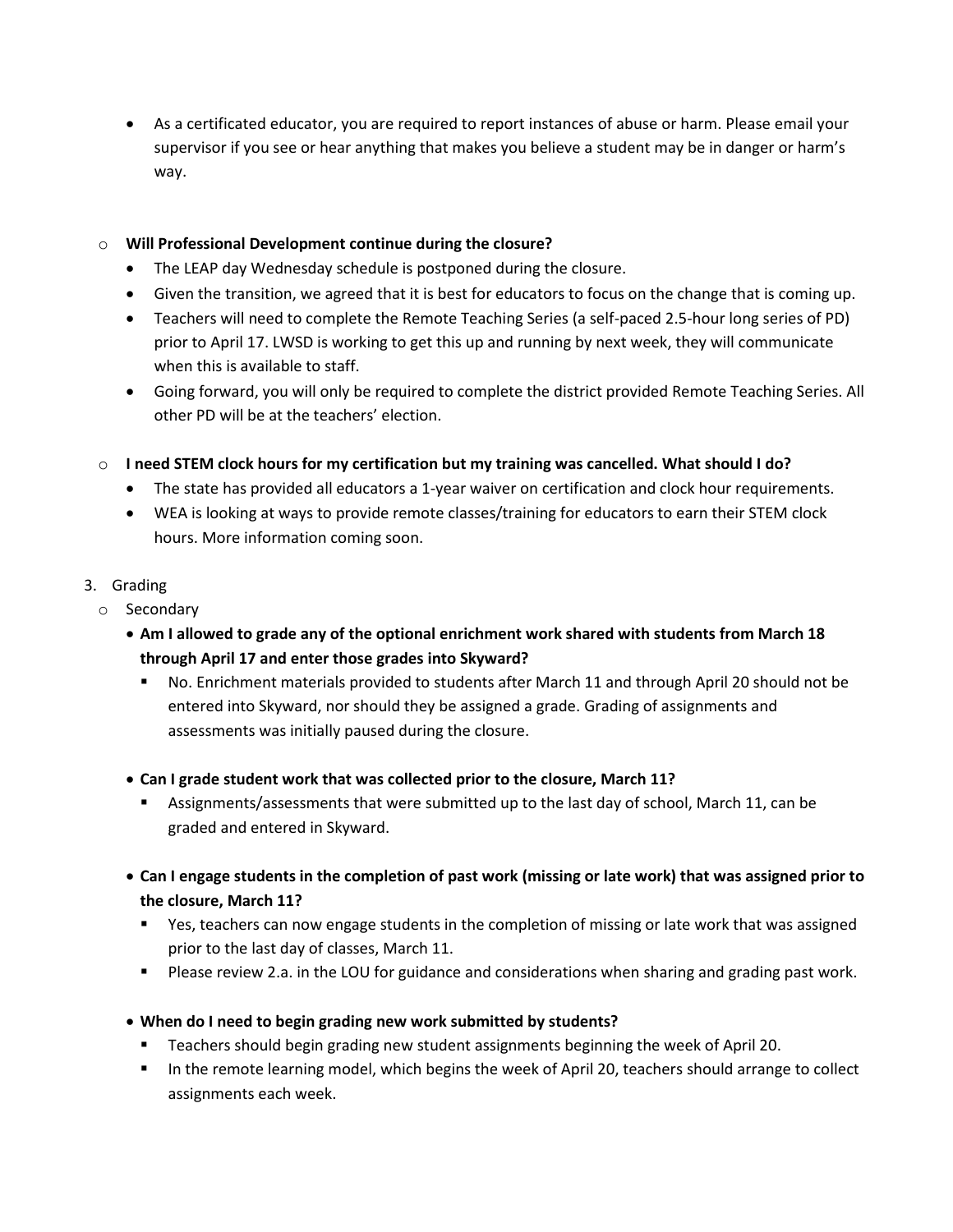- As a certificated educator, you are required to report instances of abuse or harm. Please email your supervisor if you see or hear anything that makes you believe a student may be in danger or harm's way.

- **Will Professional Development continue during the closure?**
  - The LEAP day Wednesday schedule is postponed during the closure.
  - Given the transition, we agreed that it is best for educators to focus on the change that is coming up.
  - Teachers will need to complete the Remote Teaching Series (a self-paced 2.5-hour long series of PD) prior to April 17. LWSD is working to get this up and running by next week, they will communicate when this is available to staff.
  - Going forward, you will only be required to complete the district provided Remote Teaching Series. All other PD will be at the teachers' election.

- **I need STEM clock hours for my certification but my training was cancelled. What should I do?**
  - The state has provided all educators a 1-year waiver on certification and clock hour requirements.
  - WEA is looking at ways to provide remote classes/training for educators to earn their STEM clock hours. More information coming soon.

3. Grading
   - Secondary
     - **Am I allowed to grade any of the optional enrichment work shared with students from March 18 through April 17 and enter those grades into Skyward?**
       - No. Enrichment materials provided to students after March 11 and through April 20 should not be entered into Skyward, nor should they be assigned a grade. Grading of assignments and assessments was initially paused during the closure.
     - **Can I grade student work that was collected prior to the closure, March 11?**
       - Assignments/assessments that were submitted up to the last day of school, March 11, can be graded and entered in Skyward.
     - **Can I engage students in the completion of past work (missing or late work) that was assigned prior to the closure, March 11?**
       - Yes, teachers can now engage students in the completion of missing or late work that was assigned prior to the last day of classes, March 11.
       - Please review 2.a. in the LOU for guidance and considerations when sharing and grading past work.
     - **When do I need to begin grading new work submitted by students?**
       - Teachers should begin grading new student assignments beginning the week of April 20.
       - In the remote learning model, which begins the week of April 20, teachers should arrange to collect assignments each week.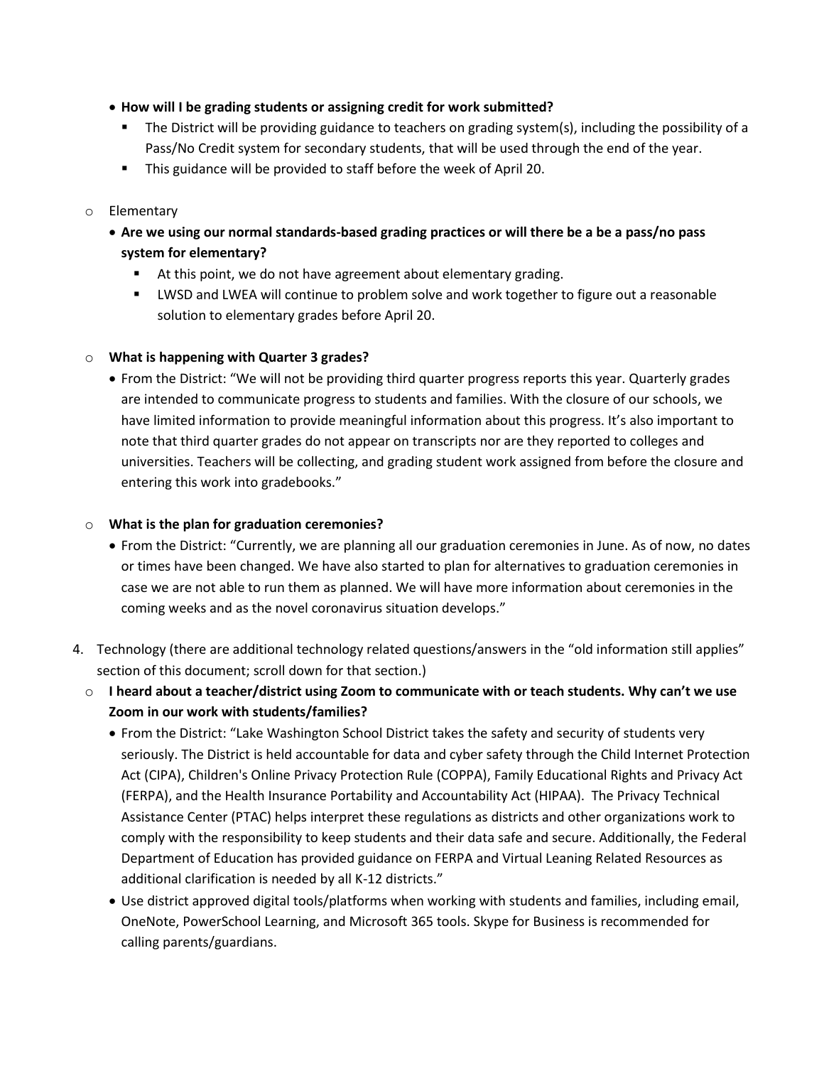- **How will I be grading students or assigning credit for work submitted?**
    - The District will be providing guidance to teachers on grading system(s), including the possibility of a Pass/No Credit system for secondary students, that will be used through the end of the year.
    - This guidance will be provided to staff before the week of April 20.

- Elementary
  - **Are we using our normal standards-based grading practices or will there be a be a pass/no pass system for elementary?**
    - At this point, we do not have agreement about elementary grading.
    - LWSD and LWEA will continue to problem solve and work together to figure out a reasonable solution to elementary grades before April 20.

- **What is happening with Quarter 3 grades?**
  - From the District: "We will not be providing third quarter progress reports this year. Quarterly grades are intended to communicate progress to students and families. With the closure of our schools, we have limited information to provide meaningful information about this progress. It's also important to note that third quarter grades do not appear on transcripts nor are they reported to colleges and universities. Teachers will be collecting, and grading student work assigned from before the closure and entering this work into gradebooks."

- **What is the plan for graduation ceremonies?**
  - From the District: "Currently, we are planning all our graduation ceremonies in June. As of now, no dates or times have been changed. We have also started to plan for alternatives to graduation ceremonies in case we are not able to run them as planned. We will have more information about ceremonies in the coming weeks and as the novel coronavirus situation develops."

4. Technology (there are additional technology related questions/answers in the "old information still applies" section of this document; scroll down for that section.)
   - **I heard about a teacher/district using Zoom to communicate with or teach students. Why can't we use Zoom in our work with students/families?**
     - From the District: "Lake Washington School District takes the safety and security of students very seriously. The District is held accountable for data and cyber safety through the Child Internet Protection Act (CIPA), Children's Online Privacy Protection Rule (COPPA), Family Educational Rights and Privacy Act (FERPA), and the Health Insurance Portability and Accountability Act (HIPAA). The Privacy Technical Assistance Center (PTAC) helps interpret these regulations as districts and other organizations work to comply with the responsibility to keep students and their data safe and secure. Additionally, the Federal Department of Education has provided guidance on FERPA and Virtual Leaning Related Resources as additional clarification is needed by all K-12 districts."
     - Use district approved digital tools/platforms when working with students and families, including email, OneNote, PowerSchool Learning, and Microsoft 365 tools. Skype for Business is recommended for calling parents/guardians.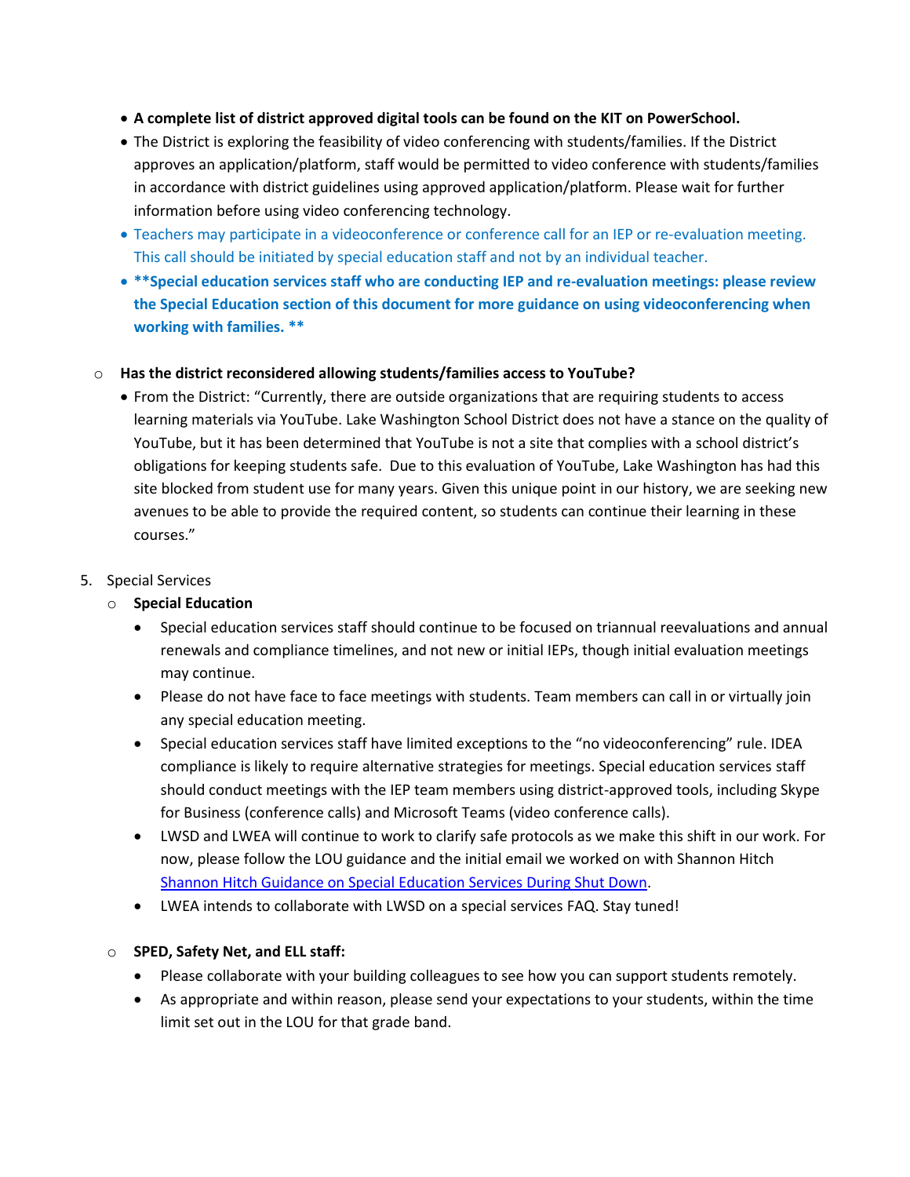- **A complete list of district approved digital tools can be found on the KIT on PowerSchool.**
- The District is exploring the feasibility of video conferencing with students/families. If the District approves an application/platform, staff would be permitted to video conference with students/families in accordance with district guidelines using approved application/platform. Please wait for further information before using video conferencing technology.
- Teachers may participate in a videoconference or conference call for an IEP or re-evaluation meeting. This call should be initiated by special education staff and not by an individual teacher.
- **\*\*Special education services staff who are conducting IEP and re-evaluation meetings: please review the Special Education section of this document for more guidance on using videoconferencing when working with families. \*\***

  - **Has the district reconsidered allowing students/families access to YouTube?**
    - From the District: "Currently, there are outside organizations that are requiring students to access learning materials via YouTube. Lake Washington School District does not have a stance on the quality of YouTube, but it has been determined that YouTube is not a site that complies with a school district's obligations for keeping students safe. Due to this evaluation of YouTube, Lake Washington has had this site blocked from student use for many years. Given this unique point in our history, we are seeking new avenues to be able to provide the required content, so students can continue their learning in these courses."

5. Special Services
   - **Special Education**
     - Special education services staff should continue to be focused on triannual reevaluations and annual renewals and compliance timelines, and not new or initial IEPs, though initial evaluation meetings may continue.
     - Please do not have face to face meetings with students. Team members can call in or virtually join any special education meeting.
     - Special education services staff have limited exceptions to the "no videoconferencing" rule. IDEA compliance is likely to require alternative strategies for meetings. Special education services staff should conduct meetings with the IEP team members using district-approved tools, including Skype for Business (conference calls) and Microsoft Teams (video conference calls).
     - LWSD and LWEA will continue to work to clarify safe protocols as we make this shift in our work. For now, please follow the LOU guidance and the initial email we worked on with Shannon Hitch [Shannon Hitch Guidance on Special Education Services During Shut Down].
     - LWEA intends to collaborate with LWSD on a special services FAQ. Stay tuned!
   - **SPED, Safety Net, and ELL staff:**
     - Please collaborate with your building colleagues to see how you can support students remotely.
     - As appropriate and within reason, please send your expectations to your students, within the time limit set out in the LOU for that grade band.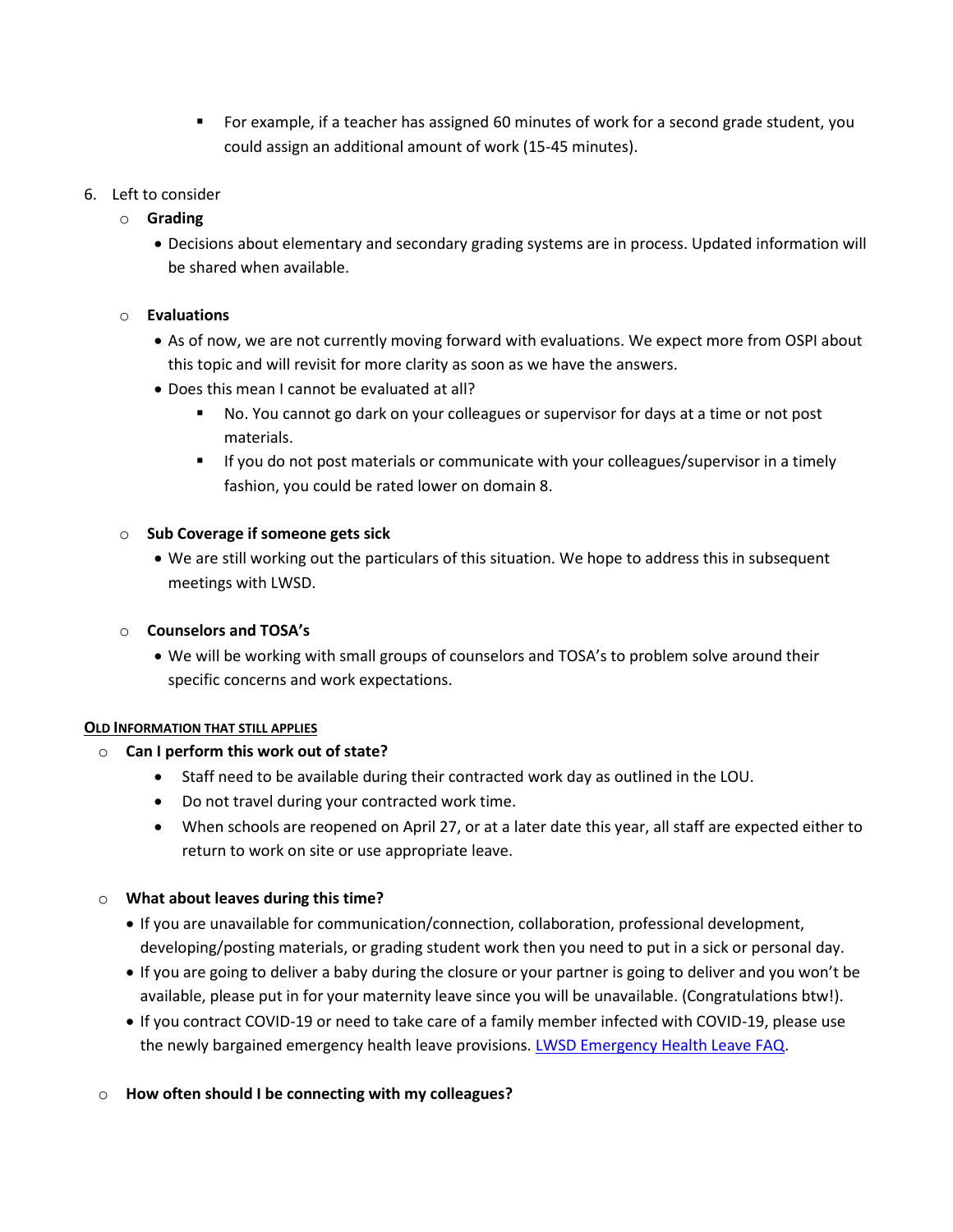- For example, if a teacher has assigned 60 minutes of work for a second grade student, you could assign an additional amount of work (15-45 minutes).

6. Left to consider
   - **Grading**
     - Decisions about elementary and secondary grading systems are in process. Updated information will be shared when available.

   - **Evaluations**
     - As of now, we are not currently moving forward with evaluations. We expect more from OSPI about this topic and will revisit for more clarity as soon as we have the answers.
     - Does this mean I cannot be evaluated at all?
       - No. You cannot go dark on your colleagues or supervisor for days at a time or not post materials.
       - If you do not post materials or communicate with your colleagues/supervisor in a timely fashion, you could be rated lower on domain 8.

   - **Sub Coverage if someone gets sick**
     - We are still working out the particulars of this situation. We hope to address this in subsequent meetings with LWSD.

   - **Counselors and TOSA's**
     - We will be working with small groups of counselors and TOSA's to problem solve around their specific concerns and work expectations.

**<u>OLD INFORMATION THAT STILL APPLIES</u>**

- **Can I perform this work out of state?**
  - Staff need to be available during their contracted work day as outlined in the LOU.
  - Do not travel during your contracted work time.
  - When schools are reopened on April 27, or at a later date this year, all staff are expected either to return to work on site or use appropriate leave.

- **What about leaves during this time?**
  - If you are unavailable for communication/connection, collaboration, professional development, developing/posting materials, or grading student work then you need to put in a sick or personal day.
  - If you are going to deliver a baby during the closure or your partner is going to deliver and you won't be available, please put in for your maternity leave since you will be unavailable. (Congratulations btw!).
  - If you contract COVID-19 or need to take care of a family member infected with COVID-19, please use the newly bargained emergency health leave provisions. LWSD Emergency Health Leave FAQ.

- **How often should I be connecting with my colleagues?**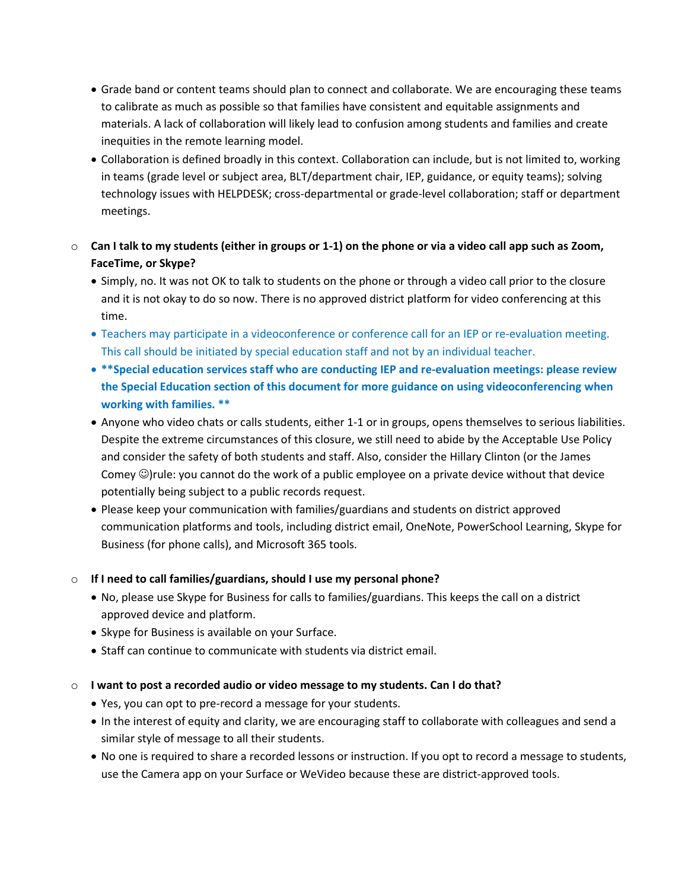- Grade band or content teams should plan to connect and collaborate. We are encouraging these teams to calibrate as much as possible so that families have consistent and equitable assignments and materials. A lack of collaboration will likely lead to confusion among students and families and create inequities in the remote learning model.
- Collaboration is defined broadly in this context. Collaboration can include, but is not limited to, working in teams (grade level or subject area, BLT/department chair, IEP, guidance, or equity teams); solving technology issues with HELPDESK; cross-departmental or grade-level collaboration; staff or department meetings.

- **Can I talk to my students (either in groups or 1-1) on the phone or via a video call app such as Zoom, FaceTime, or Skype?**
  - Simply, no. It was not OK to talk to students on the phone or through a video call prior to the closure and it is not okay to do so now. There is no approved district platform for video conferencing at this time.
  - Teachers may participate in a videoconference or conference call for an IEP or re-evaluation meeting. This call should be initiated by special education staff and not by an individual teacher.
  - **\*\*Special education services staff who are conducting IEP and re-evaluation meetings: please review the Special Education section of this document for more guidance on using videoconferencing when working with families. \*\***
  - Anyone who video chats or calls students, either 1-1 or in groups, opens themselves to serious liabilities. Despite the extreme circumstances of this closure, we still need to abide by the Acceptable Use Policy and consider the safety of both students and staff. Also, consider the Hillary Clinton (or the James Comey ☺)rule: you cannot do the work of a public employee on a private device without that device potentially being subject to a public records request.
  - Please keep your communication with families/guardians and students on district approved communication platforms and tools, including district email, OneNote, PowerSchool Learning, Skype for Business (for phone calls), and Microsoft 365 tools.

- **If I need to call families/guardians, should I use my personal phone?**
  - No, please use Skype for Business for calls to families/guardians. This keeps the call on a district approved device and platform.
  - Skype for Business is available on your Surface.
  - Staff can continue to communicate with students via district email.

- **I want to post a recorded audio or video message to my students. Can I do that?**
  - Yes, you can opt to pre-record a message for your students.
  - In the interest of equity and clarity, we are encouraging staff to collaborate with colleagues and send a similar style of message to all their students.
  - No one is required to share a recorded lessons or instruction. If you opt to record a message to students, use the Camera app on your Surface or WeVideo because these are district-approved tools.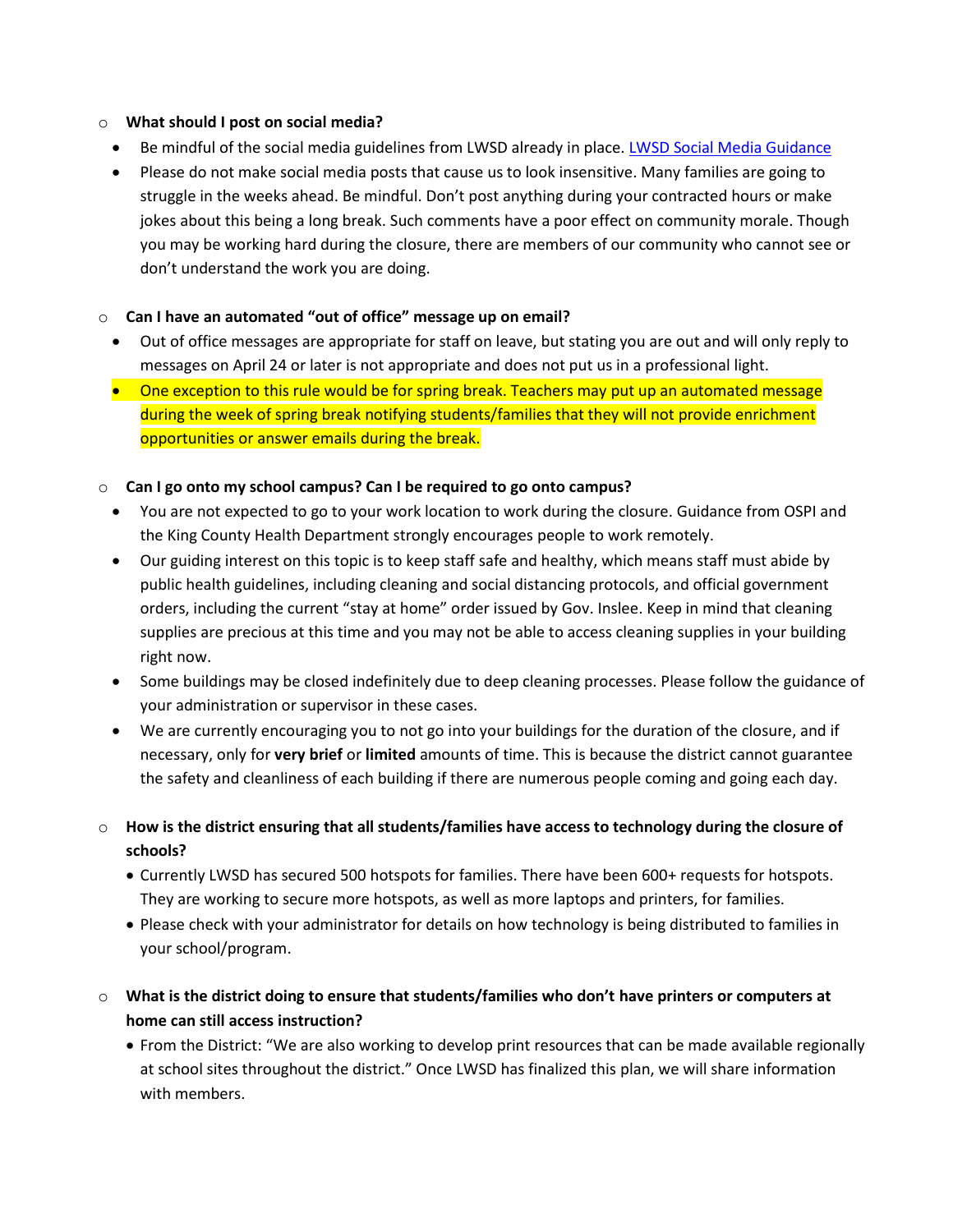- **What should I post on social media?**
  - Be mindful of the social media guidelines from LWSD already in place. [LWSD Social Media Guidance]
  - Please do not make social media posts that cause us to look insensitive. Many families are going to struggle in the weeks ahead. Be mindful. Don't post anything during your contracted hours or make jokes about this being a long break. Such comments have a poor effect on community morale. Though you may be working hard during the closure, there are members of our community who cannot see or don't understand the work you are doing.

- **Can I have an automated "out of office" message up on email?**
  - Out of office messages are appropriate for staff on leave, but stating you are out and will only reply to messages on April 24 or later is not appropriate and does not put us in a professional light.
  - One exception to this rule would be for spring break. Teachers may put up an automated message during the week of spring break notifying students/families that they will not provide enrichment opportunities or answer emails during the break.

- **Can I go onto my school campus? Can I be required to go onto campus?**
  - You are not expected to go to your work location to work during the closure. Guidance from OSPI and the King County Health Department strongly encourages people to work remotely.
  - Our guiding interest on this topic is to keep staff safe and healthy, which means staff must abide by public health guidelines, including cleaning and social distancing protocols, and official government orders, including the current "stay at home" order issued by Gov. Inslee. Keep in mind that cleaning supplies are precious at this time and you may not be able to access cleaning supplies in your building right now.
  - Some buildings may be closed indefinitely due to deep cleaning processes. Please follow the guidance of your administration or supervisor in these cases.
  - We are currently encouraging you to not go into your buildings for the duration of the closure, and if necessary, only for **very brief** or **limited** amounts of time. This is because the district cannot guarantee the safety and cleanliness of each building if there are numerous people coming and going each day.

- **How is the district ensuring that all students/families have access to technology during the closure of schools?**
  - Currently LWSD has secured 500 hotspots for families. There have been 600+ requests for hotspots. They are working to secure more hotspots, as well as more laptops and printers, for families.
  - Please check with your administrator for details on how technology is being distributed to families in your school/program.

- **What is the district doing to ensure that students/families who don't have printers or computers at home can still access instruction?**
  - From the District: "We are also working to develop print resources that can be made available regionally at school sites throughout the district." Once LWSD has finalized this plan, we will share information with members.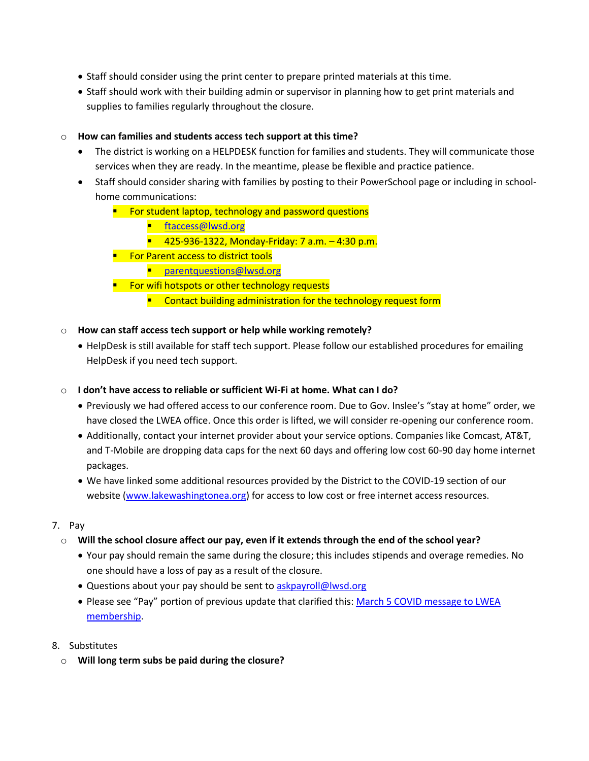- Staff should consider using the print center to prepare printed materials at this time.
- Staff should work with their building admin or supervisor in planning how to get print materials and supplies to families regularly throughout the closure.

- **How can families and students access tech support at this time?**
  - The district is working on a HELPDESK function for families and students. They will communicate those services when they are ready. In the meantime, please be flexible and practice patience.
  - Staff should consider sharing with families by posting to their PowerSchool page or including in school-home communications:
    - For student laptop, technology and password questions
      - ftaccess@lwsd.org
      - 425-936-1322, Monday-Friday: 7 a.m. – 4:30 p.m.
    - For Parent access to district tools
      - parentquestions@lwsd.org
    - For wifi hotspots or other technology requests
      - Contact building administration for the technology request form

- **How can staff access tech support or help while working remotely?**
  - HelpDesk is still available for staff tech support. Please follow our established procedures for emailing HelpDesk if you need tech support.

- **I don't have access to reliable or sufficient Wi-Fi at home. What can I do?**
  - Previously we had offered access to our conference room. Due to Gov. Inslee's "stay at home" order, we have closed the LWEA office. Once this order is lifted, we will consider re-opening our conference room.
  - Additionally, contact your internet provider about your service options. Companies like Comcast, AT&T, and T-Mobile are dropping data caps for the next 60 days and offering low cost 60-90 day home internet packages.
  - We have linked some additional resources provided by the District to the COVID-19 section of our website (www.lakewashingtonea.org) for access to low cost or free internet access resources.

7. Pay
   - **Will the school closure affect our pay, even if it extends through the end of the school year?**
     - Your pay should remain the same during the closure; this includes stipends and overage remedies. No one should have a loss of pay as a result of the closure.
     - Questions about your pay should be sent to askpayroll@lwsd.org
     - Please see "Pay" portion of previous update that clarified this: March 5 COVID message to LWEA membership.

8. Substitutes
   - **Will long term subs be paid during the closure?**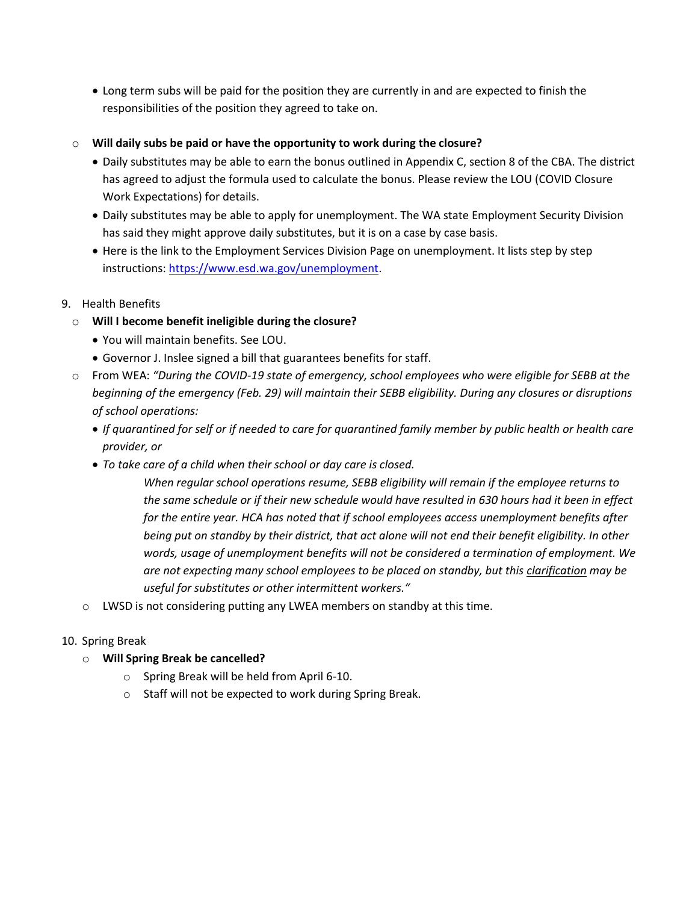- Long term subs will be paid for the position they are currently in and are expected to finish the responsibilities of the position they agreed to take on.

- **Will daily subs be paid or have the opportunity to work during the closure?**
  - Daily substitutes may be able to earn the bonus outlined in Appendix C, section 8 of the CBA. The district has agreed to adjust the formula used to calculate the bonus. Please review the LOU (COVID Closure Work Expectations) for details.
  - Daily substitutes may be able to apply for unemployment. The WA state Employment Security Division has said they might approve daily substitutes, but it is on a case by case basis.
  - Here is the link to the Employment Services Division Page on unemployment. It lists step by step instructions: [https://www.esd.wa.gov/unemployment](https://www.esd.wa.gov/unemployment).

9. Health Benefits
   - **Will I become benefit ineligible during the closure?**
     - You will maintain benefits. See LOU.
     - Governor J. Inslee signed a bill that guarantees benefits for staff.
   - From WEA: *"During the COVID-19 state of emergency, school employees who were eligible for SEBB at the beginning of the emergency (Feb. 29) will maintain their SEBB eligibility. During any closures or disruptions of school operations:*
     - *If quarantined for self or if needed to care for quarantined family member by public health or health care provider, or*
     - *To take care of a child when their school or day care is closed.*

       *When regular school operations resume, SEBB eligibility will remain if the employee returns to the same schedule or if their new schedule would have resulted in 630 hours had it been in effect for the entire year. HCA has noted that if school employees access unemployment benefits after being put on standby by their district, that act alone will not end their benefit eligibility. In other words, usage of unemployment benefits will not be considered a termination of employment. We are not expecting many school employees to be placed on standby, but this clarification may be useful for substitutes or other intermittent workers."*
   - LWSD is not considering putting any LWEA members on standby at this time.

10. Spring Break
    - **Will Spring Break be cancelled?**
      - Spring Break will be held from April 6-10.
      - Staff will not be expected to work during Spring Break.